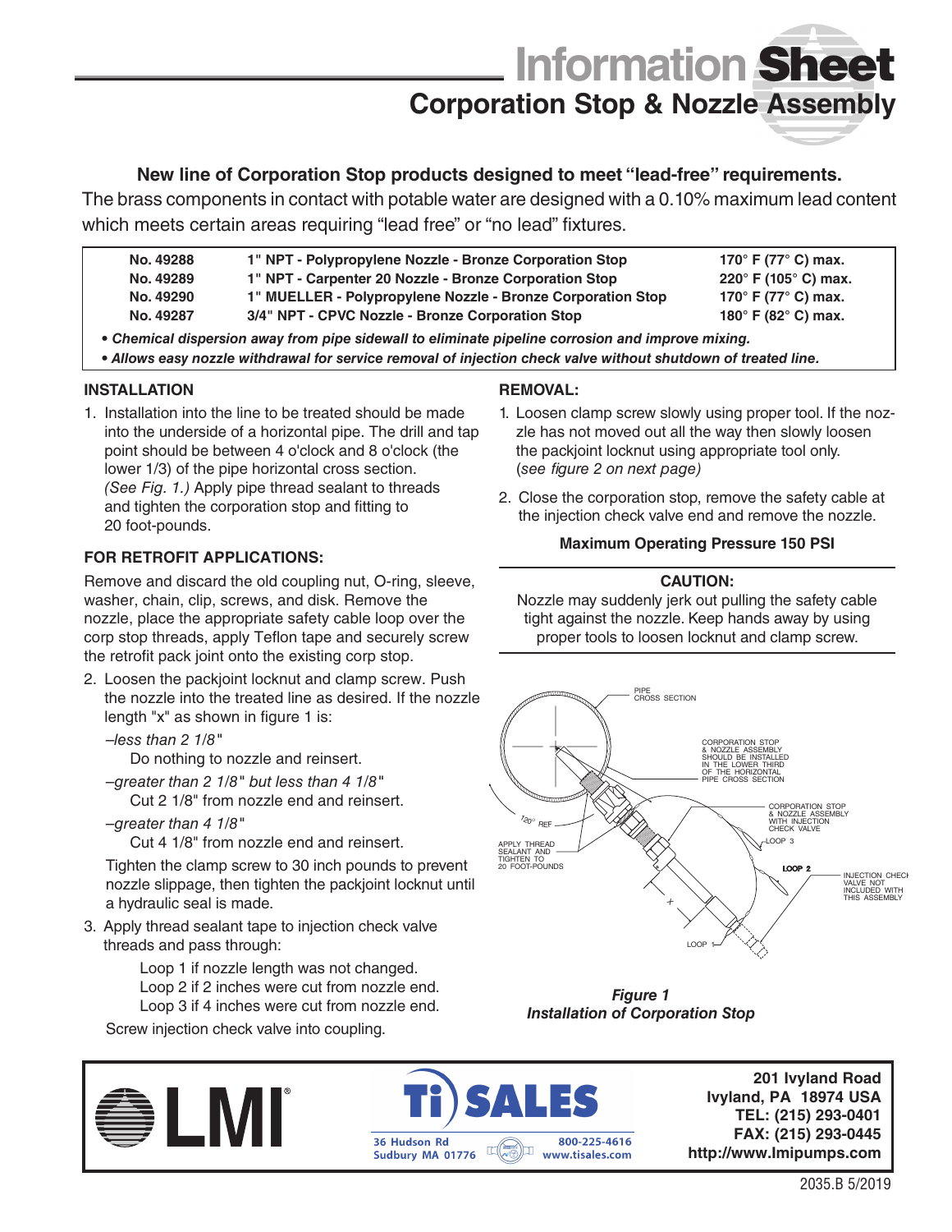# Information Sheet

## Corporation Stop & Nozzle Assembly

**New line of Corporation Stop products designed to meet “lead-free” requirements.**

The brass components in contact with potable water are designed with a 0.10% maximum lead content which meets certain areas requiring “lead free” or “no lead” fixtures.

| | | |
|---|---|---|
| **No. 49288** | **1" NPT - Polypropylene Nozzle - Bronze Corporation Stop** | **170° F (77° C) max.** |
| **No. 49289** | **1" NPT - Carpenter 20 Nozzle - Bronze Corporation Stop** | **220° F (105° C) max.** |
| **No. 49290** | **1" MUELLER - Polypropylene Nozzle - Bronze Corporation Stop** | **170° F (77° C) max.** |
| **No. 49287** | **3/4" NPT - CPVC Nozzle - Bronze Corporation Stop** | **180° F (82° C) max.** |

- ***Chemical dispersion away from pipe sidewall to eliminate pipeline corrosion and improve mixing.***
- ***Allows easy nozzle withdrawal for service removal of injection check valve without shutdown of treated line.***

### INSTALLATION

1. Installation into the line to be treated should be made into the underside of a horizontal pipe. The drill and tap point should be between 4 o'clock and 8 o'clock (the lower 1/3) of the pipe horizontal cross section. *(See Fig. 1.)* Apply pipe thread sealant to threads and tighten the corporation stop and fitting to 20 foot-pounds.

### FOR RETROFIT APPLICATIONS:

Remove and discard the old coupling nut, O-ring, sleeve, washer, chain, clip, screws, and disk. Remove the nozzle, place the appropriate safety cable loop over the corp stop threads, apply Teflon tape and securely screw the retrofit pack joint onto the existing corp stop.

2. Loosen the packjoint locknut and clamp screw. Push the nozzle into the treated line as desired. If the nozzle length "x" as shown in figure 1 is:

   *–less than 2 1/8"*
   Do nothing to nozzle and reinsert.

   *–greater than 2 1/8" but less than 4 1/8"*
   Cut 2 1/8" from nozzle end and reinsert.

   *–greater than 4 1/8"*
   Cut 4 1/8" from nozzle end and reinsert.

   Tighten the clamp screw to 30 inch pounds to prevent nozzle slippage, then tighten the packjoint locknut until a hydraulic seal is made.

3. Apply thread sealant tape to injection check valve threads and pass through:

   Loop 1 if nozzle length was not changed.
   Loop 2 if 2 inches were cut from nozzle end.
   Loop 3 if 4 inches were cut from nozzle end.

   Screw injection check valve into coupling.

### REMOVAL:

1. Loosen clamp screw slowly using proper tool. If the nozzle has not moved out all the way then slowly loosen the packjoint locknut using appropriate tool only. (*see figure 2 on next page)*

2. Close the corporation stop, remove the safety cable at the injection check valve end and remove the nozzle.

**Maximum Operating Pressure 150 PSI**

**CAUTION:**
Nozzle may suddenly jerk out pulling the safety cable tight against the nozzle. Keep hands away by using proper tools to loosen locknut and clamp screw.

***Figure 1***
***Installation of Corporation Stop***

**201 Ivyland Road**
**Ivyland, PA 18974 USA**
**TEL: (215) 293-0401**
**FAX: (215) 293-0445**
**http://www.lmipumps.com**

36 Hudson Rd
Sudbury MA 01776
800-225-4616
www.tisales.com

2035.B 5/2019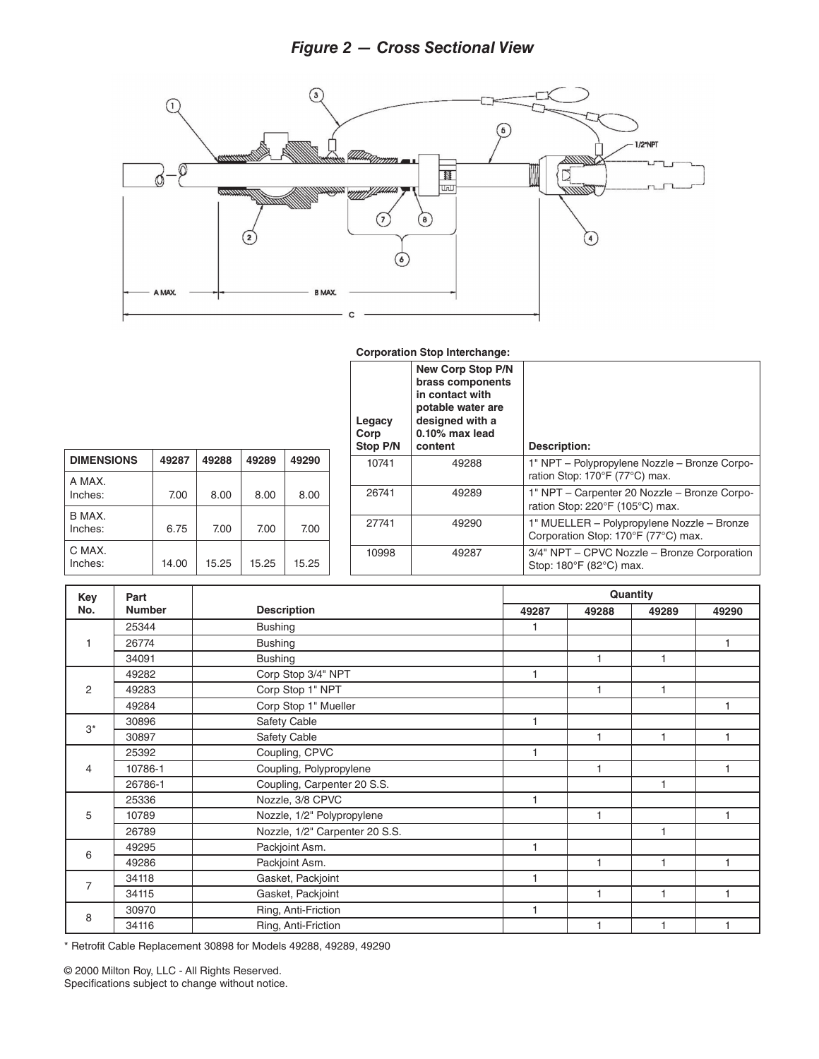## *Figure 2 — Cross Sectional View*

1/2"NPT

A MAX.

B MAX.

C

| DIMENSIONS | 49287 | 49288 | 49289 | 49290 |
|---|---|---|---|---|
| A MAX. Inches: | 7.00 | 8.00 | 8.00 | 8.00 |
| B MAX. Inches: | 6.75 | 7.00 | 7.00 | 7.00 |
| C MAX. Inches: | 14.00 | 15.25 | 15.25 | 15.25 |

**Corporation Stop Interchange:**

| Legacy Corp Stop P/N | New Corp Stop P/N brass components in contact with potable water are designed with a 0.10% max lead content | Description: |
|---|---|---|
| 10741 | 49288 | 1" NPT – Polypropylene Nozzle – Bronze Corporation Stop: 170°F (77°C) max. |
| 26741 | 49289 | 1" NPT – Carpenter 20 Nozzle – Bronze Corporation Stop: 220°F (105°C) max. |
| 27741 | 49290 | 1" MUELLER – Polypropylene Nozzle – Bronze Corporation Stop: 170°F (77°C) max. |
| 10998 | 49287 | 3/4" NPT – CPVC Nozzle – Bronze Corporation Stop: 180°F (82°C) max. |

| Key No. | Part Number | Description | Quantity | | | |
|---|---|---|---|---|---|---|
| | | | 49287 | 49288 | 49289 | 49290 |
| 1 | 25344 | Bushing | 1 | | | |
| | 26774 | Bushing | | | | 1 |
| | 34091 | Bushing | | 1 | 1 | |
| 2 | 49282 | Corp Stop 3/4" NPT | 1 | | | |
| | 49283 | Corp Stop 1" NPT | | 1 | 1 | |
| | 49284 | Corp Stop 1" Mueller | | | | 1 |
| 3* | 30896 | Safety Cable | 1 | | | |
| | 30897 | Safety Cable | | 1 | 1 | 1 |
| 4 | 25392 | Coupling, CPVC | 1 | | | |
| | 10786-1 | Coupling, Polypropylene | | 1 | | 1 |
| | 26786-1 | Coupling, Carpenter 20 S.S. | | | 1 | |
| 5 | 25336 | Nozzle, 3/8 CPVC | 1 | | | |
| | 10789 | Nozzle, 1/2" Polypropylene | | 1 | | 1 |
| | 26789 | Nozzle, 1/2" Carpenter 20 S.S. | | | 1 | |
| 6 | 49295 | Packjoint Asm. | 1 | | | |
| | 49286 | Packjoint Asm. | | 1 | 1 | 1 |
| 7 | 34118 | Gasket, Packjoint | 1 | | | |
| | 34115 | Gasket, Packjoint | | 1 | 1 | 1 |
| 8 | 30970 | Ring, Anti-Friction | 1 | | | |
| | 34116 | Ring, Anti-Friction | | 1 | 1 | 1 |

* Retrofit Cable Replacement 30898 for Models 49288, 49289, 49290

© 2000 Milton Roy, LLC - All Rights Reserved.
Specifications subject to change without notice.